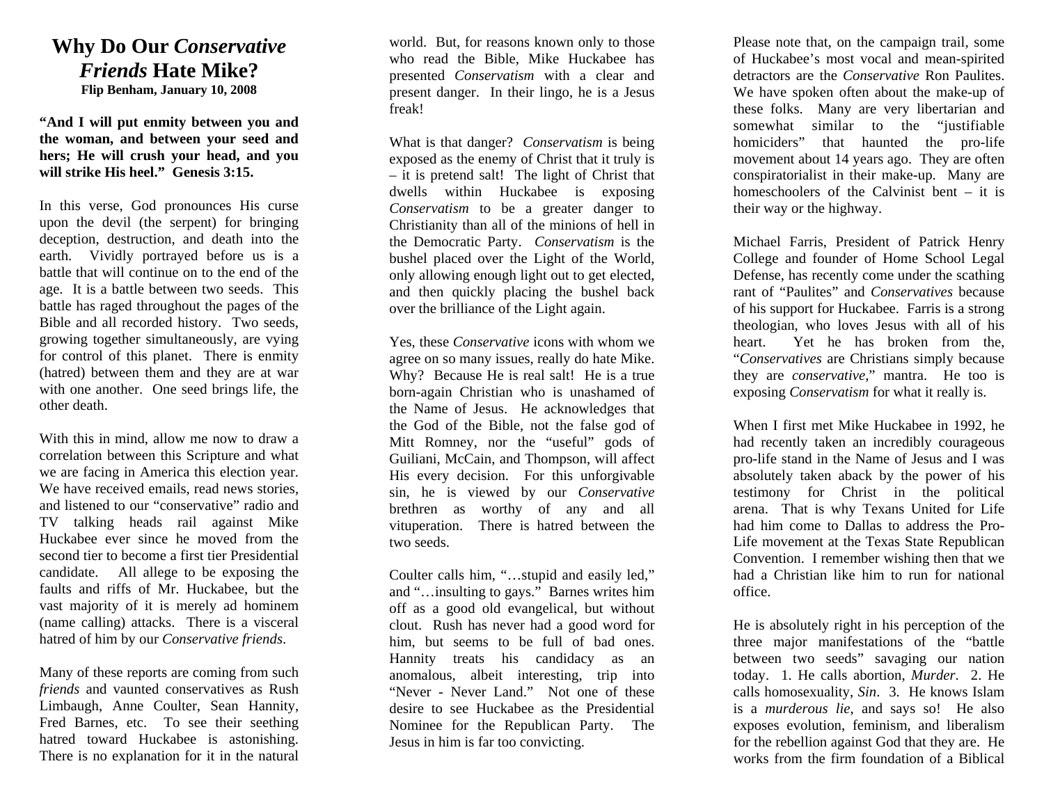# Why Do Our *Conservative Friends* Hate Mike?

**Flip Benham, January 10, 2008**

**"And I will put enmity between you and the woman, and between your seed and hers; He will crush your head, and you will strike His heel." Genesis 3:15.**

In this verse, God pronounces His curse upon the devil (the serpent) for bringing deception, destruction, and death into the earth. Vividly portrayed before us is a battle that will continue on to the end of the age. It is a battle between two seeds. This battle has raged throughout the pages of the Bible and all recorded history. Two seeds, growing together simultaneously, are vying for control of this planet. There is enmity (hatred) between them and they are at war with one another. One seed brings life, the other death.

With this in mind, allow me now to draw a correlation between this Scripture and what we are facing in America this election year. We have received emails, read news stories, and listened to our "conservative" radio and TV talking heads rail against Mike Huckabee ever since he moved from the second tier to become a first tier Presidential candidate. All allege to be exposing the faults and riffs of Mr. Huckabee, but the vast majority of it is merely ad hominem (name calling) attacks. There is a visceral hatred of him by our *Conservative friends*.

Many of these reports are coming from such *friends* and vaunted conservatives as Rush Limbaugh, Anne Coulter, Sean Hannity, Fred Barnes, etc. To see their seething hatred toward Huckabee is astonishing. There is no explanation for it in the natural world. But, for reasons known only to those who read the Bible, Mike Huckabee has presented *Conservatism* with a clear and present danger. In their lingo, he is a Jesus freak!

What is that danger? *Conservatism* is being exposed as the enemy of Christ that it truly is – it is pretend salt! The light of Christ that dwells within Huckabee is exposing *Conservatism* to be a greater danger to Christianity than all of the minions of hell in the Democratic Party. *Conservatism* is the bushel placed over the Light of the World, only allowing enough light out to get elected, and then quickly placing the bushel back over the brilliance of the Light again.

Yes, these *Conservative* icons with whom we agree on so many issues, really do hate Mike. Why? Because He is real salt! He is a true born-again Christian who is unashamed of the Name of Jesus. He acknowledges that the God of the Bible, not the false god of Mitt Romney, nor the "useful" gods of Guiliani, McCain, and Thompson, will affect His every decision. For this unforgivable sin, he is viewed by our *Conservative* brethren as worthy of any and all vituperation. There is hatred between the two seeds.

Coulter calls him, "…stupid and easily led," and "…insulting to gays." Barnes writes him off as a good old evangelical, but without clout. Rush has never had a good word for him, but seems to be full of bad ones. Hannity treats his candidacy as an anomalous, albeit interesting, trip into "Never - Never Land." Not one of these desire to see Huckabee as the Presidential Nominee for the Republican Party. The Jesus in him is far too convicting.

Please note that, on the campaign trail, some of Huckabee's most vocal and mean-spirited detractors are the *Conservative* Ron Paulites. We have spoken often about the make-up of these folks. Many are very libertarian and somewhat similar to the "justifiable homiciders" that haunted the pro-life movement about 14 years ago. They are often conspiratorialist in their make-up. Many are homeschoolers of the Calvinist bent – it is their way or the highway.

Michael Farris, President of Patrick Henry College and founder of Home School Legal Defense, has recently come under the scathing rant of "Paulites" and *Conservatives* because of his support for Huckabee. Farris is a strong theologian, who loves Jesus with all of his heart. Yet he has broken from the, "*Conservatives* are Christians simply because they are *conservative*," mantra. He too is exposing *Conservatism* for what it really is.

When I first met Mike Huckabee in 1992, he had recently taken an incredibly courageous pro-life stand in the Name of Jesus and I was absolutely taken aback by the power of his testimony for Christ in the political arena. That is why Texans United for Life had him come to Dallas to address the Pro-Life movement at the Texas State Republican Convention. I remember wishing then that we had a Christian like him to run for national office.

He is absolutely right in his perception of the three major manifestations of the "battle between two seeds" savaging our nation today. 1. He calls abortion, *Murder*. 2. He calls homosexuality, *Sin*. 3. He knows Islam is a *murderous lie*, and says so! He also exposes evolution, feminism, and liberalism for the rebellion against God that they are. He works from the firm foundation of a Biblical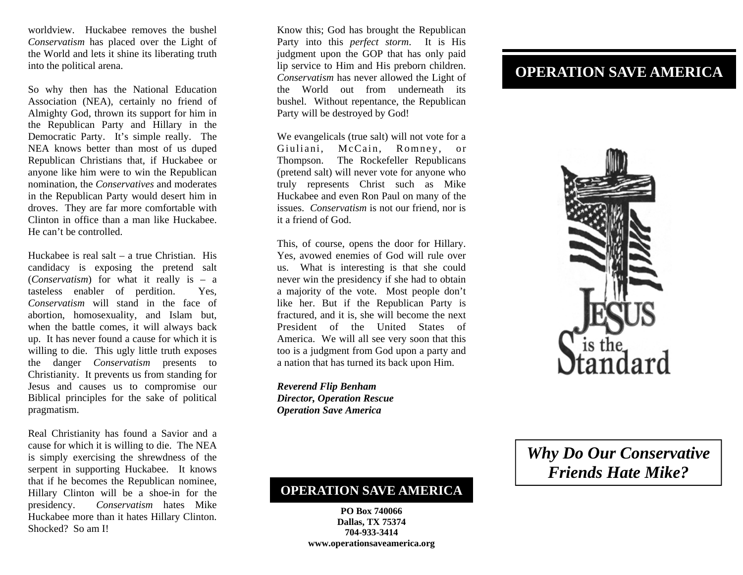worldview. Huckabee removes the bushel *Conservatism* has placed over the Light of the World and lets it shine its liberating truth into the political arena.

So why then has the National Education Association (NEA), certainly no friend of Almighty God, thrown its support for him in the Republican Party and Hillary in the Democratic Party. It's simple really. The NEA knows better than most of us duped Republican Christians that, if Huckabee or anyone like him were to win the Republican nomination, the *Conservatives* and moderates in the Republican Party would desert him in droves. They are far more comfortable with Clinton in office than a man like Huckabee. He can't be controlled.

Huckabee is real salt – a true Christian. His candidacy is exposing the pretend salt (*Conservatism*) for what it really is – a tasteless enabler of perdition. Yes, *Conservatism* will stand in the face of abortion, homosexuality, and Islam but, when the battle comes, it will always back up. It has never found a cause for which it is willing to die. This ugly little truth exposes the danger *Conservatism* presents to Christianity. It prevents us from standing for Jesus and causes us to compromise our Biblical principles for the sake of political pragmatism.

Real Christianity has found a Savior and a cause for which it is willing to die. The NEA is simply exercising the shrewdness of the serpent in supporting Huckabee. It knows that if he becomes the Republican nominee, Hillary Clinton will be a shoe-in for the presidency. *Conservatism* hates Mike Huckabee more than it hates Hillary Clinton. Shocked? So am I!

Know this; God has brought the Republican Party into this *perfect storm*. It is His judgment upon the GOP that has only paid lip service to Him and His preborn children. *Conservatism* has never allowed the Light of the World out from underneath its bushel. Without repentance, the Republican Party will be destroyed by God!

We evangelicals (true salt) will not vote for a Giuliani, McCain, Romney, or Thompson. The Rockefeller Republicans (pretend salt) will never vote for anyone who truly represents Christ such as Mike Huckabee and even Ron Paul on many of the issues. *Conservatism* is not our friend, nor is it a friend of God.

This, of course, opens the door for Hillary. Yes, avowed enemies of God will rule over us. What is interesting is that she could never win the presidency if she had to obtain a majority of the vote. Most people don't like her. But if the Republican Party is fractured, and it is, she will become the next President of the United States of America. We will all see very soon that this too is a judgment from God upon a party and a nation that has turned its back upon Him.

***Reverend Flip Benham***
***Director, Operation Rescue***
***Operation Save America***

**OPERATION SAVE AMERICA**

**PO Box 740066**
**Dallas, TX 75374**
**704-933-3414**
**www.operationsaveamerica.org**

# OPERATION SAVE AMERICA

JESUS is the Standard

## *Why Do Our Conservative Friends Hate Mike?*